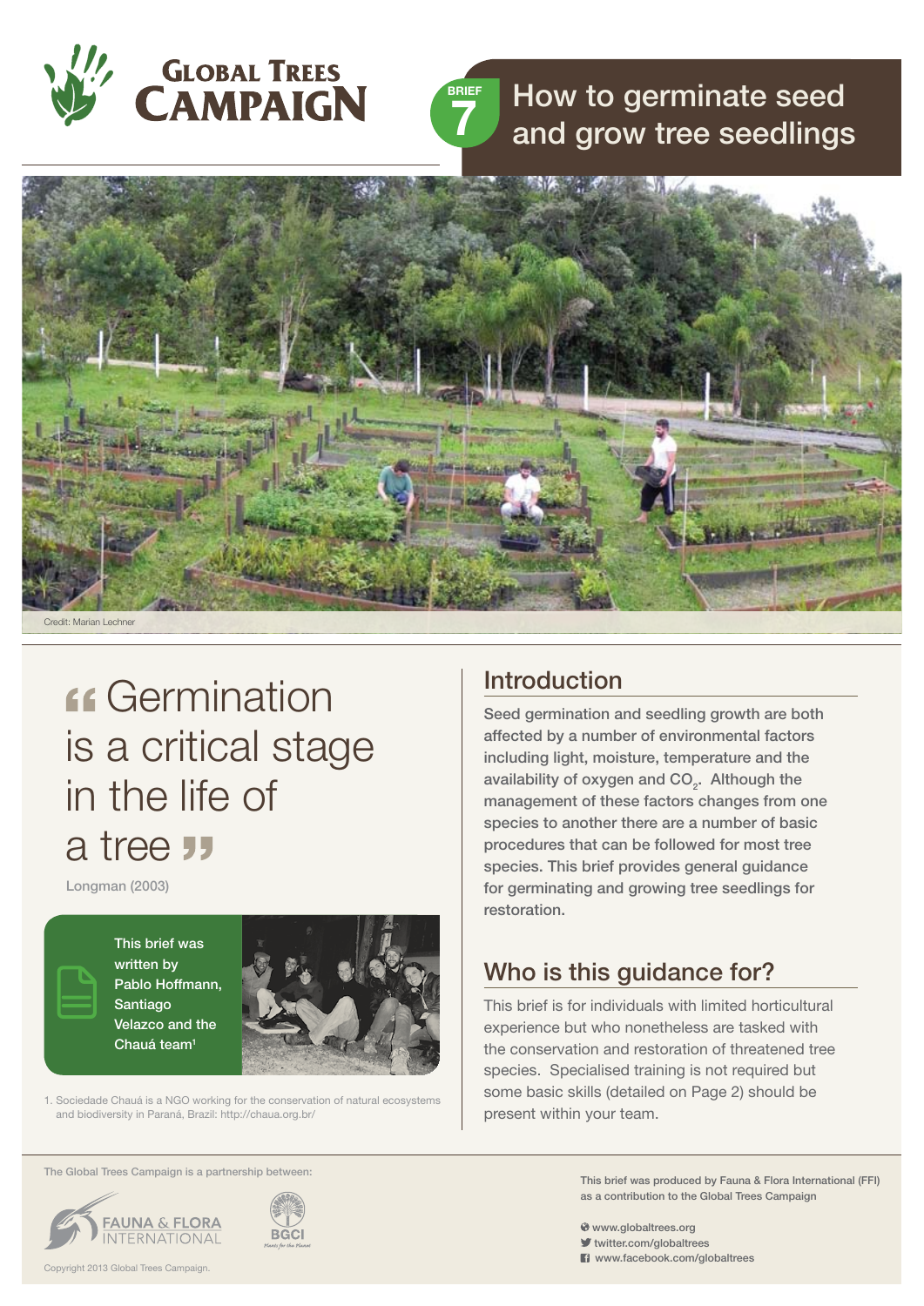GLOBAL TREES CAMPAIGN

BRIEF 7

# How to germinate seed and grow tree seedlings

Credit: Marian Lechner

> “Germination is a critical stage in the life of a tree”

Longman (2003)

This brief was written by Pablo Hoffmann, Santiago Velazco and the Chauá team[1]

1. Sociedade Chauá is a NGO working for the conservation of natural ecosystems and biodiversity in Paraná, Brazil: http://chaua.org.br/

## Introduction

Seed germination and seedling growth are both affected by a number of environmental factors including light, moisture, temperature and the availability of oxygen and $CO_2$. Although the management of these factors changes from one species to another there are a number of basic procedures that can be followed for most tree species. This brief provides general guidance for germinating and growing tree seedlings for restoration.

## Who is this guidance for?

This brief is for individuals with limited horticultural experience but who nonetheless are tasked with the conservation and restoration of threatened tree species. Specialised training is not required but some basic skills (detailed on Page 2) should be present within your team.

The Global Trees Campaign is a partnership between:

FAUNA & FLORA INTERNATIONAL

BGCI

This brief was produced by Fauna & Flora International (FFI) as a contribution to the Global Trees Campaign

www.globaltrees.org
twitter.com/globaltrees
www.facebook.com/globaltrees

Copyright 2013 Global Trees Campaign.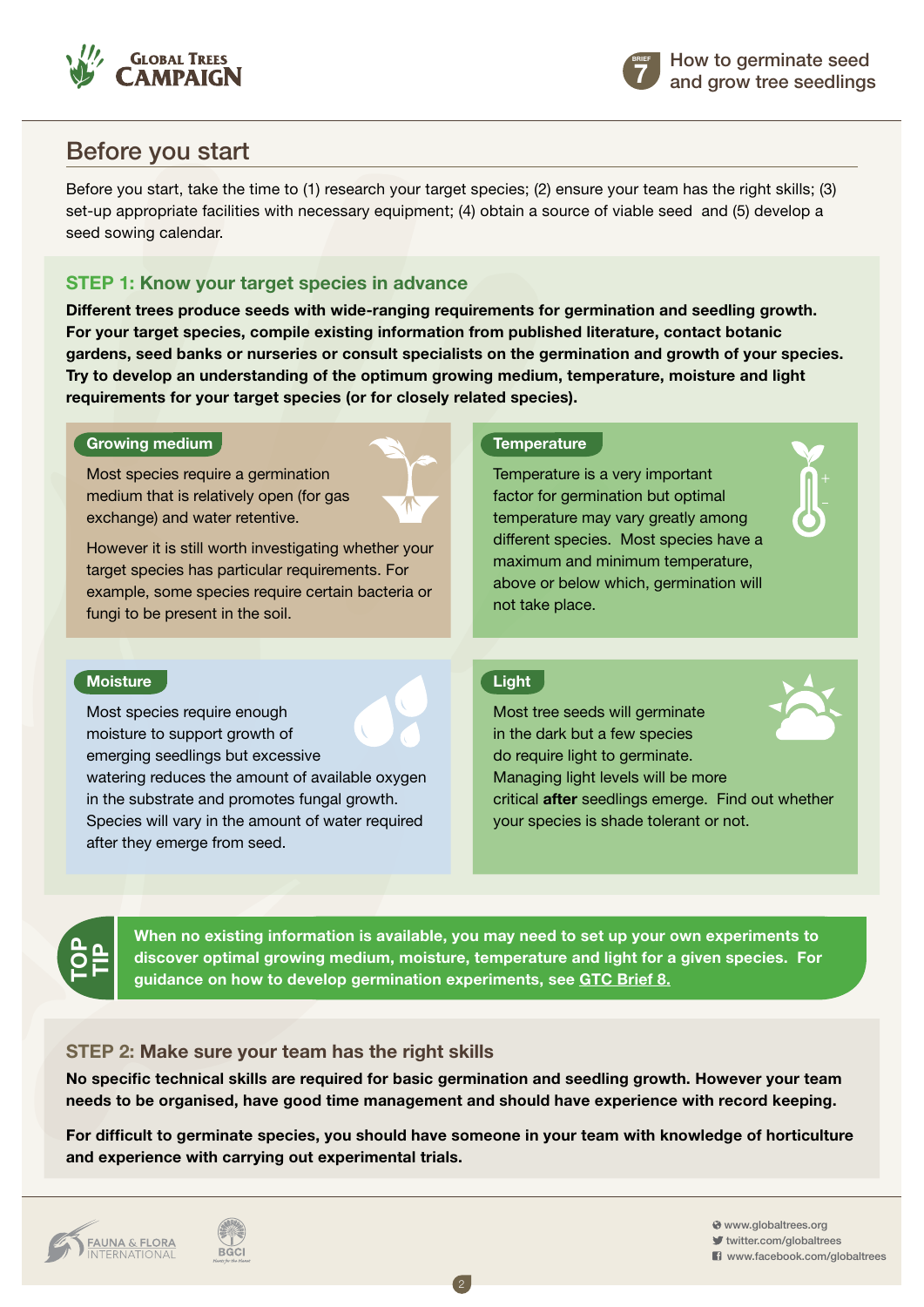## Before you start

Before you start, take the time to (1) research your target species; (2) ensure your team has the right skills; (3) set-up appropriate facilities with necessary equipment; (4) obtain a source of viable seed and (5) develop a seed sowing calendar.

### STEP 1: Know your target species in advance

**Different trees produce seeds with wide-ranging requirements for germination and seedling growth. For your target species, compile existing information from published literature, contact botanic gardens, seed banks or nurseries or consult specialists on the germination and growth of your species. Try to develop an understanding of the optimum growing medium, temperature, moisture and light requirements for your target species (or for closely related species).**

#### Growing medium

Most species require a germination medium that is relatively open (for gas exchange) and water retentive.

However it is still worth investigating whether your target species has particular requirements. For example, some species require certain bacteria or fungi to be present in the soil.

#### Temperature

Temperature is a very important factor for germination but optimal temperature may vary greatly among different species. Most species have a maximum and minimum temperature, above or below which, germination will not take place.

#### Moisture

Most species require enough moisture to support growth of emerging seedlings but excessive watering reduces the amount of available oxygen in the substrate and promotes fungal growth. Species will vary in the amount of water required after they emerge from seed.

#### Light

Most tree seeds will germinate in the dark but a few species do require light to germinate. Managing light levels will be more critical **after** seedlings emerge. Find out whether your species is shade tolerant or not.

**TOP TIP:** **When no existing information is available, you may need to set up your own experiments to discover optimal growing medium, moisture, temperature and light for a given species. For guidance on how to develop germination experiments, see GTC Brief 8.**

### STEP 2: Make sure your team has the right skills

**No specific technical skills are required for basic germination and seedling growth. However your team needs to be organised, have good time management and should have experience with record keeping.**

**For difficult to germinate species, you should have someone in your team with knowledge of horticulture and experience with carrying out experimental trials.**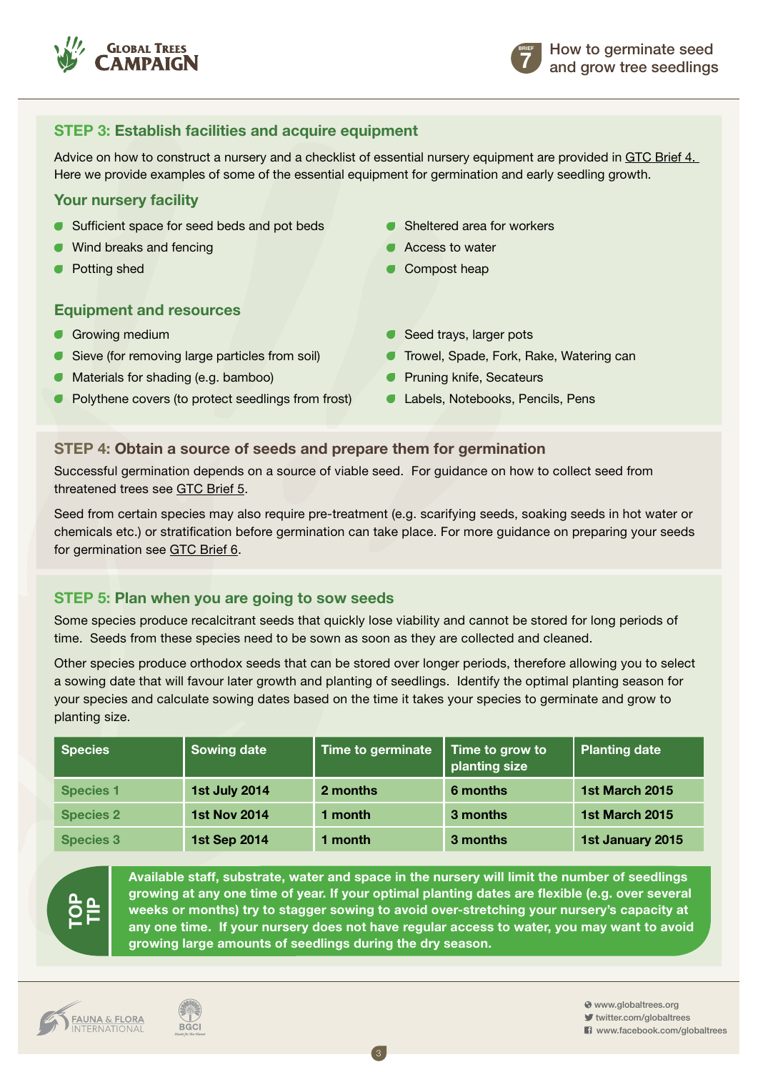## STEP 3: Establish facilities and acquire equipment

Advice on how to construct a nursery and a checklist of essential nursery equipment are provided in GTC Brief 4. Here we provide examples of some of the essential equipment for germination and early seedling growth.

### Your nursery facility

- Sufficient space for seed beds and pot beds
- Wind breaks and fencing
- Potting shed
- Sheltered area for workers
- Access to water
- Compost heap

### Equipment and resources

- Growing medium
- Sieve (for removing large particles from soil)
- Materials for shading (e.g. bamboo)
- Polythene covers (to protect seedlings from frost)
- Seed trays, larger pots
- Trowel, Spade, Fork, Rake, Watering can
- Pruning knife, Secateurs
- Labels, Notebooks, Pencils, Pens

## STEP 4: Obtain a source of seeds and prepare them for germination

Successful germination depends on a source of viable seed. For guidance on how to collect seed from threatened trees see GTC Brief 5.

Seed from certain species may also require pre-treatment (e.g. scarifying seeds, soaking seeds in hot water or chemicals etc.) or stratification before germination can take place. For more guidance on preparing your seeds for germination see GTC Brief 6.

## STEP 5: Plan when you are going to sow seeds

Some species produce recalcitrant seeds that quickly lose viability and cannot be stored for long periods of time. Seeds from these species need to be sown as soon as they are collected and cleaned.

Other species produce orthodox seeds that can be stored over longer periods, therefore allowing you to select a sowing date that will favour later growth and planting of seedlings. Identify the optimal planting season for your species and calculate sowing dates based on the time it takes your species to germinate and grow to planting size.

| Species | Sowing date | Time to germinate | Time to grow to planting size | Planting date |
|---|---|---|---|---|
| Species 1 | 1st July 2014 | 2 months | 6 months | 1st March 2015 |
| Species 2 | 1st Nov 2014 | 1 month | 3 months | 1st March 2015 |
| Species 3 | 1st Sep 2014 | 1 month | 3 months | 1st January 2015 |

**TOP TIP**

**Available staff, substrate, water and space in the nursery will limit the number of seedlings growing at any one time of year. If your optimal planting dates are flexible (e.g. over several weeks or months) try to stagger sowing to avoid over-stretching your nursery's capacity at any one time. If your nursery does not have regular access to water, you may want to avoid growing large amounts of seedlings during the dry season.**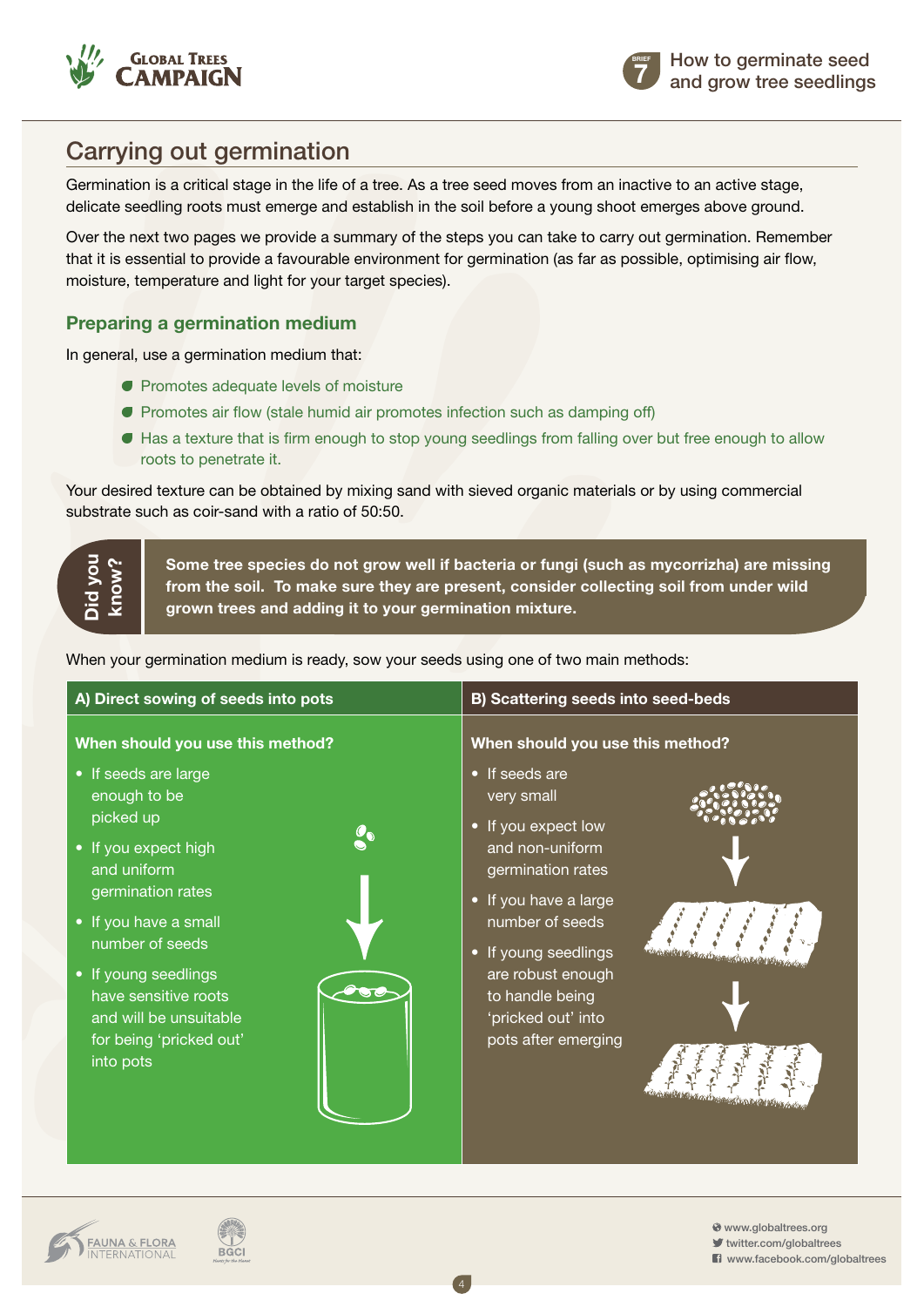## Carrying out germination

Germination is a critical stage in the life of a tree. As a tree seed moves from an inactive to an active stage, delicate seedling roots must emerge and establish in the soil before a young shoot emerges above ground.

Over the next two pages we provide a summary of the steps you can take to carry out germination. Remember that it is essential to provide a favourable environment for germination (as far as possible, optimising air flow, moisture, temperature and light for your target species).

### Preparing a germination medium

In general, use a germination medium that:

- Promotes adequate levels of moisture
- Promotes air flow (stale humid air promotes infection such as damping off)
- Has a texture that is firm enough to stop young seedlings from falling over but free enough to allow roots to penetrate it.

Your desired texture can be obtained by mixing sand with sieved organic materials or by using commercial substrate such as coir-sand with a ratio of 50:50.

> **Did you know?**
>
> **Some tree species do not grow well if bacteria or fungi (such as mycorrizha) are missing from the soil. To make sure they are present, consider collecting soil from under wild grown trees and adding it to your germination mixture.**

When your germination medium is ready, sow your seeds using one of two main methods:

#### A) Direct sowing of seeds into pots

**When should you use this method?**

- If seeds are large enough to be picked up
- If you expect high and uniform germination rates
- If you have a small number of seeds
- If young seedlings have sensitive roots and will be unsuitable for being 'pricked out' into pots

#### B) Scattering seeds into seed-beds

**When should you use this method?**

- If seeds are very small
- If you expect low and non-uniform germination rates
- If you have a large number of seeds
- If young seedlings are robust enough to handle being 'pricked out' into pots after emerging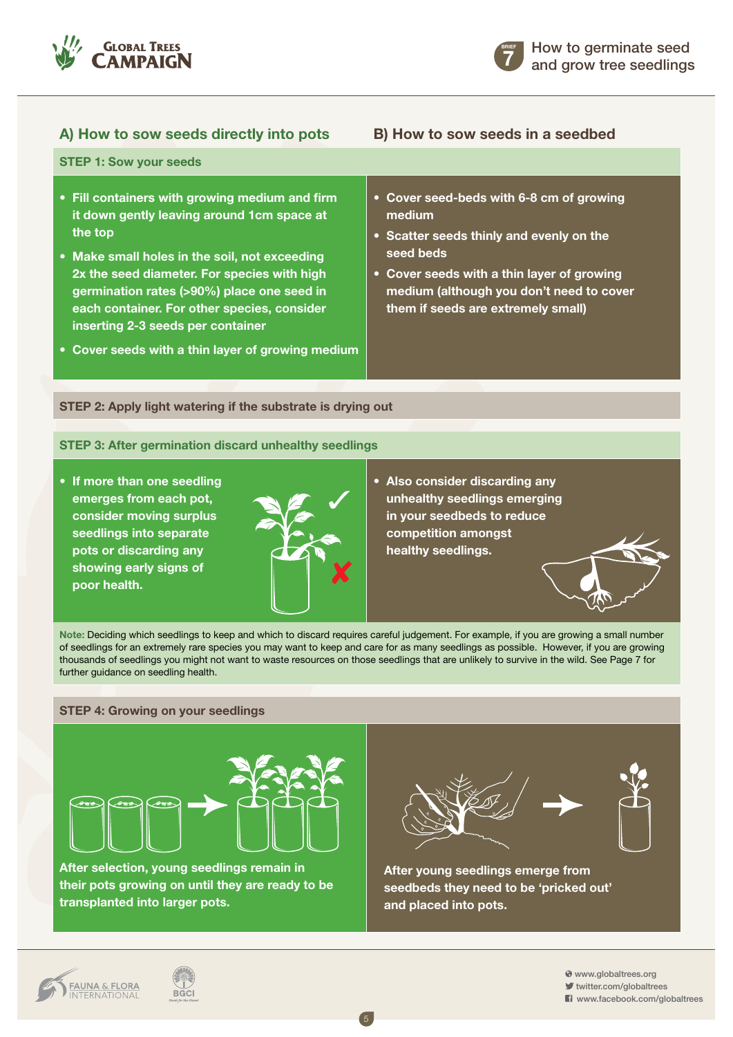## A) How to sow seeds directly into pots

### STEP 1: Sow your seeds

- Fill containers with growing medium and firm it down gently leaving around 1cm space at the top
- Make small holes in the soil, not exceeding 2x the seed diameter. For species with high germination rates (>90%) place one seed in each container. For other species, consider inserting 2-3 seeds per container
- Cover seeds with a thin layer of growing medium

## B) How to sow seeds in a seedbed

- Cover seed-beds with 6-8 cm of growing medium
- Scatter seeds thinly and evenly on the seed beds
- Cover seeds with a thin layer of growing medium (although you don't need to cover them if seeds are extremely small)

### STEP 2: Apply light watering if the substrate is drying out

### STEP 3: After germination discard unhealthy seedlings

- If more than one seedling emerges from each pot, consider moving surplus seedlings into separate pots or discarding any showing early signs of poor health.

- Also consider discarding any unhealthy seedlings emerging in your seedbeds to reduce competition amongst healthy seedlings.

**Note:** Deciding which seedlings to keep and which to discard requires careful judgement. For example, if you are growing a small number of seedlings for an extremely rare species you may want to keep and care for as many seedlings as possible. However, if you are growing thousands of seedlings you might not want to waste resources on those seedlings that are unlikely to survive in the wild. See Page 7 for further guidance on seedling health.

### STEP 4: Growing on your seedlings

After selection, young seedlings remain in their pots growing on until they are ready to be transplanted into larger pots.

After young seedlings emerge from seedbeds they need to be 'pricked out' and placed into pots.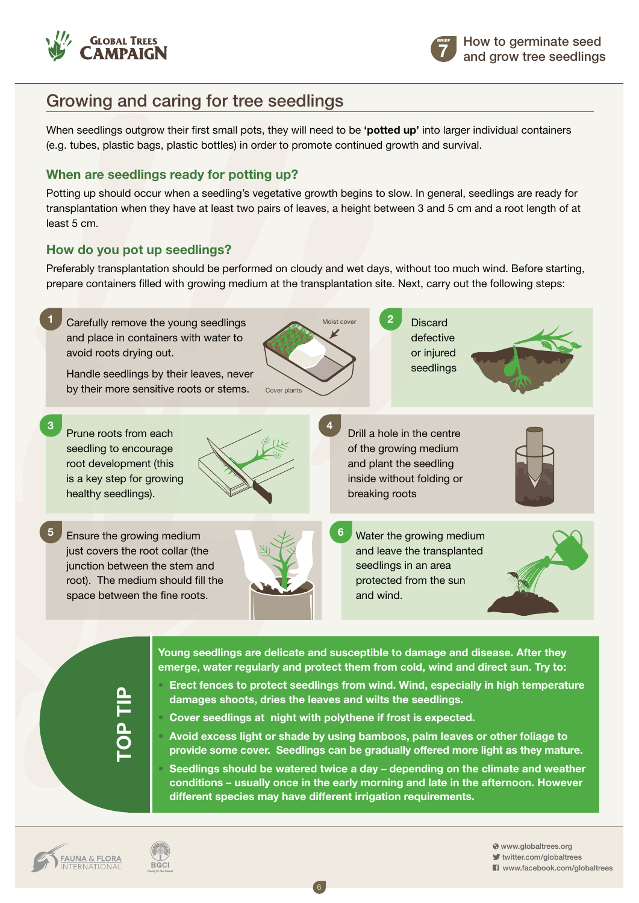## Growing and caring for tree seedlings

When seedlings outgrow their first small pots, they will need to be **'potted up'** into larger individual containers (e.g. tubes, plastic bags, plastic bottles) in order to promote continued growth and survival.

### When are seedlings ready for potting up?

Potting up should occur when a seedling's vegetative growth begins to slow. In general, seedlings are ready for transplantation when they have at least two pairs of leaves, a height between 3 and 5 cm and a root length of at least 5 cm.

### How do you pot up seedlings?

Preferably transplantation should be performed on cloudy and wet days, without too much wind. Before starting, prepare containers filled with growing medium at the transplantation site. Next, carry out the following steps:

1. Carefully remove the young seedlings and place in containers with water to avoid roots drying out.

   Handle seedlings by their leaves, never by their more sensitive roots or stems.

   Moist cover

   Cover plants

2. Discard defective or injured seedlings

3. Prune roots from each seedling to encourage root development (this is a key step for growing healthy seedlings).

4. Drill a hole in the centre of the growing medium and plant the seedling inside without folding or breaking roots

5. Ensure the growing medium just covers the root collar (the junction between the stem and root). The medium should fill the space between the fine roots.

6. Water the growing medium and leave the transplanted seedlings in an area protected from the sun and wind.

### TOP TIP

**Young seedlings are delicate and susceptible to damage and disease. After they emerge, water regularly and protect them from cold, wind and direct sun. Try to:**

- **Erect fences to protect seedlings from wind. Wind, especially in high temperature damages shoots, dries the leaves and wilts the seedlings.**
- **Cover seedlings at night with polythene if frost is expected.**
- **Avoid excess light or shade by using bamboos, palm leaves or other foliage to provide some cover. Seedlings can be gradually offered more light as they mature.**
- **Seedlings should be watered twice a day – depending on the climate and weather conditions – usually once in the early morning and late in the afternoon. However different species may have different irrigation requirements.**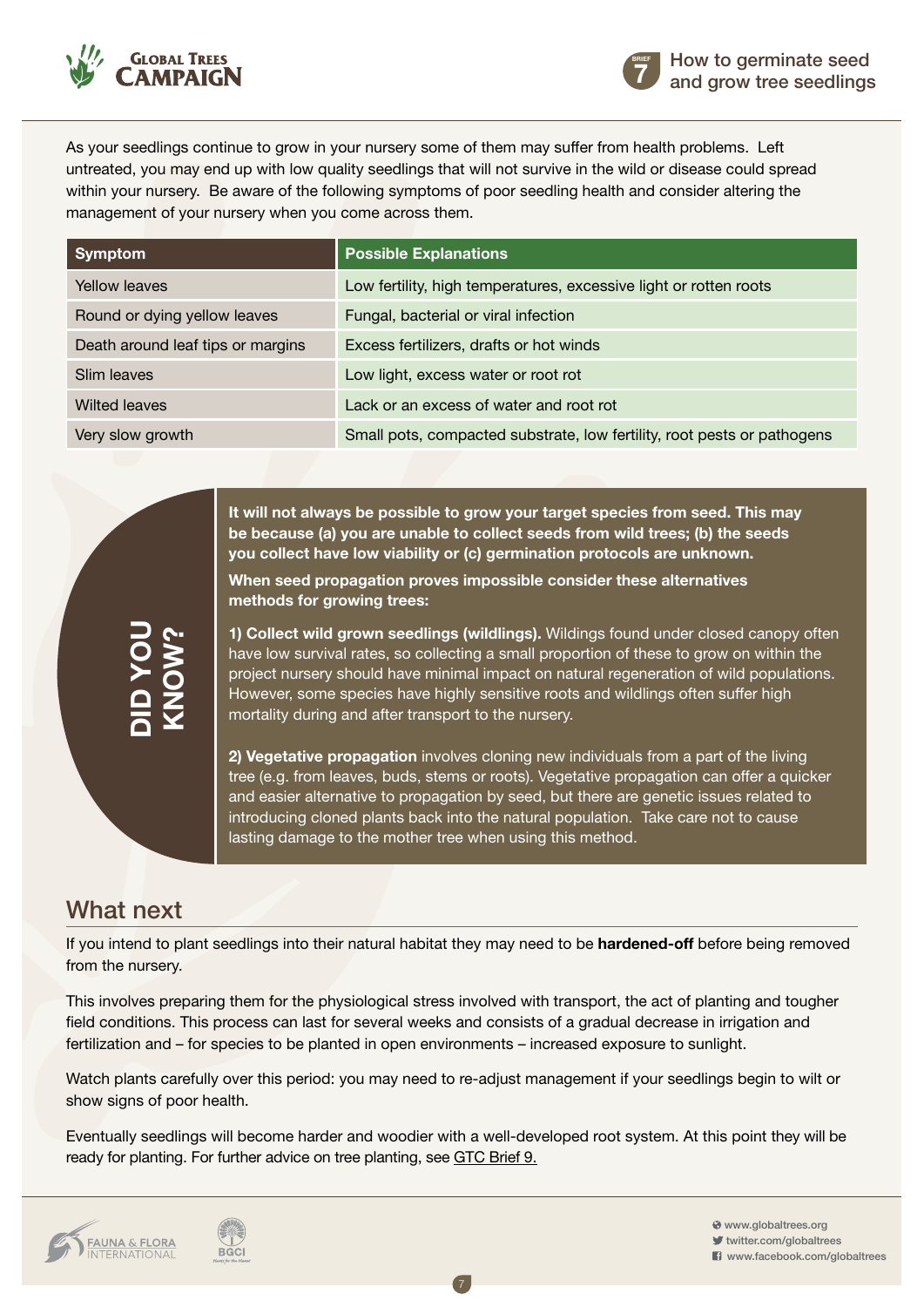As your seedlings continue to grow in your nursery some of them may suffer from health problems. Left untreated, you may end up with low quality seedlings that will not survive in the wild or disease could spread within your nursery. Be aware of the following symptoms of poor seedling health and consider altering the management of your nursery when you come across them.

| Symptom | Possible Explanations |
|---|---|
| Yellow leaves | Low fertility, high temperatures, excessive light or rotten roots |
| Round or dying yellow leaves | Fungal, bacterial or viral infection |
| Death around leaf tips or margins | Excess fertilizers, drafts or hot winds |
| Slim leaves | Low light, excess water or root rot |
| Wilted leaves | Lack or an excess of water and root rot |
| Very slow growth | Small pots, compacted substrate, low fertility, root pests or pathogens |

**DID YOU KNOW?**

**It will not always be possible to grow your target species from seed. This may be because (a) you are unable to collect seeds from wild trees; (b) the seeds you collect have low viability or (c) germination protocols are unknown.**

**When seed propagation proves impossible consider these alternatives methods for growing trees:**

**1) Collect wild grown seedlings (wildlings).** Wildings found under closed canopy often have low survival rates, so collecting a small proportion of these to grow on within the project nursery should have minimal impact on natural regeneration of wild populations. However, some species have highly sensitive roots and wildlings often suffer high mortality during and after transport to the nursery.

**2) Vegetative propagation** involves cloning new individuals from a part of the living tree (e.g. from leaves, buds, stems or roots). Vegetative propagation can offer a quicker and easier alternative to propagation by seed, but there are genetic issues related to introducing cloned plants back into the natural population. Take care not to cause lasting damage to the mother tree when using this method.

## What next

If you intend to plant seedlings into their natural habitat they may need to be **hardened-off** before being removed from the nursery.

This involves preparing them for the physiological stress involved with transport, the act of planting and tougher field conditions. This process can last for several weeks and consists of a gradual decrease in irrigation and fertilization and – for species to be planted in open environments – increased exposure to sunlight.

Watch plants carefully over this period: you may need to re-adjust management if your seedlings begin to wilt or show signs of poor health.

Eventually seedlings will become harder and woodier with a well-developed root system. At this point they will be ready for planting. For further advice on tree planting, see GTC Brief 9.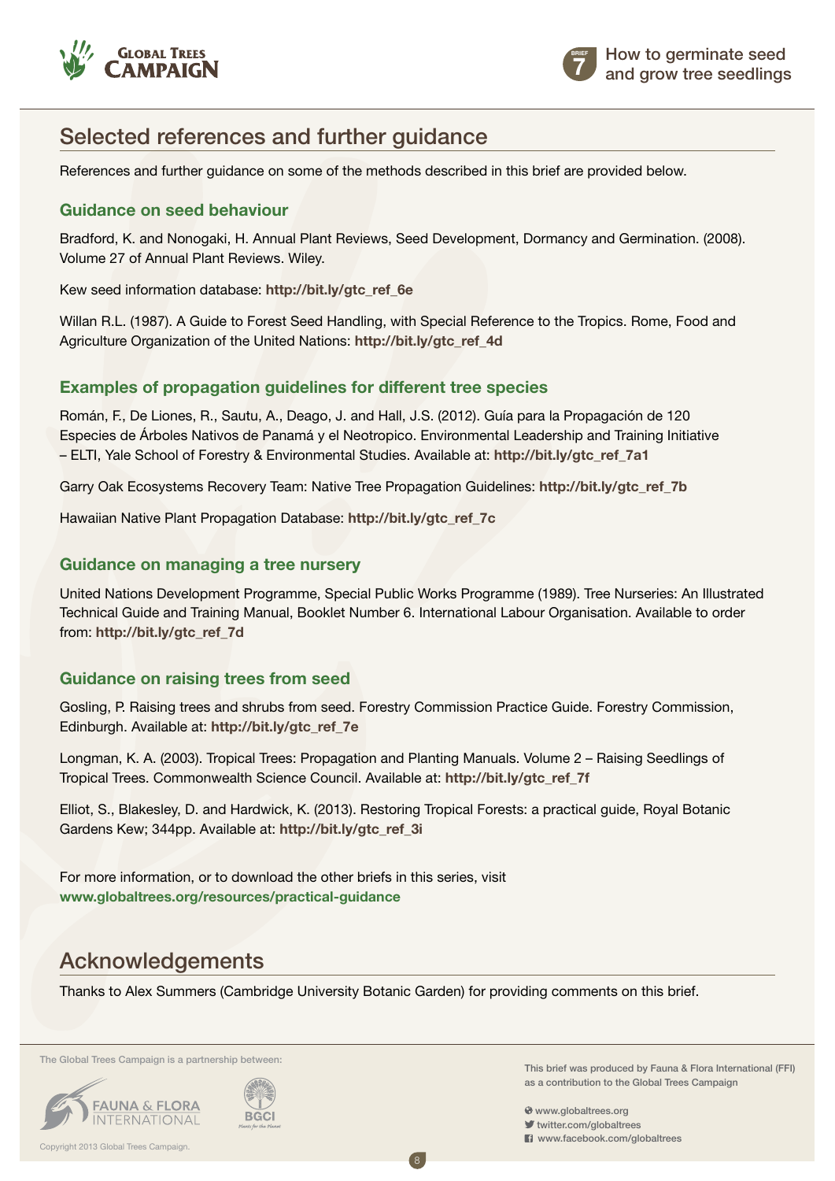## Selected references and further guidance

References and further guidance on some of the methods described in this brief are provided below.

### Guidance on seed behaviour

Bradford, K. and Nonogaki, H. Annual Plant Reviews, Seed Development, Dormancy and Germination. (2008). Volume 27 of Annual Plant Reviews. Wiley.

Kew seed information database: **http://bit.ly/gtc_ref_6e**

Willan R.L. (1987). A Guide to Forest Seed Handling, with Special Reference to the Tropics. Rome, Food and Agriculture Organization of the United Nations: **http://bit.ly/gtc_ref_4d**

### Examples of propagation guidelines for different tree species

Román, F., De Liones, R., Sautu, A., Deago, J. and Hall, J.S. (2012). Guía para la Propagación de 120 Especies de Árboles Nativos de Panamá y el Neotropico. Environmental Leadership and Training Initiative – ELTI, Yale School of Forestry & Environmental Studies. Available at: **http://bit.ly/gtc_ref_7a1**

Garry Oak Ecosystems Recovery Team: Native Tree Propagation Guidelines: **http://bit.ly/gtc_ref_7b**

Hawaiian Native Plant Propagation Database: **http://bit.ly/gtc_ref_7c**

### Guidance on managing a tree nursery

United Nations Development Programme, Special Public Works Programme (1989). Tree Nurseries: An Illustrated Technical Guide and Training Manual, Booklet Number 6. International Labour Organisation. Available to order from: **http://bit.ly/gtc_ref_7d**

### Guidance on raising trees from seed

Gosling, P. Raising trees and shrubs from seed. Forestry Commission Practice Guide. Forestry Commission, Edinburgh. Available at: **http://bit.ly/gtc_ref_7e**

Longman, K. A. (2003). Tropical Trees: Propagation and Planting Manuals. Volume 2 – Raising Seedlings of Tropical Trees. Commonwealth Science Council. Available at: **http://bit.ly/gtc_ref_7f**

Elliot, S., Blakesley, D. and Hardwick, K. (2013). Restoring Tropical Forests: a practical guide, Royal Botanic Gardens Kew; 344pp. Available at: **http://bit.ly/gtc_ref_3i**

For more information, or to download the other briefs in this series, visit **www.globaltrees.org/resources/practical-guidance**

## Acknowledgements

Thanks to Alex Summers (Cambridge University Botanic Garden) for providing comments on this brief.

The Global Trees Campaign is a partnership between: Fauna & Flora International, BGCI

This brief was produced by Fauna & Flora International (FFI) as a contribution to the Global Trees Campaign

www.globaltrees.org
twitter.com/globaltrees
www.facebook.com/globaltrees

Copyright 2013 Global Trees Campaign.